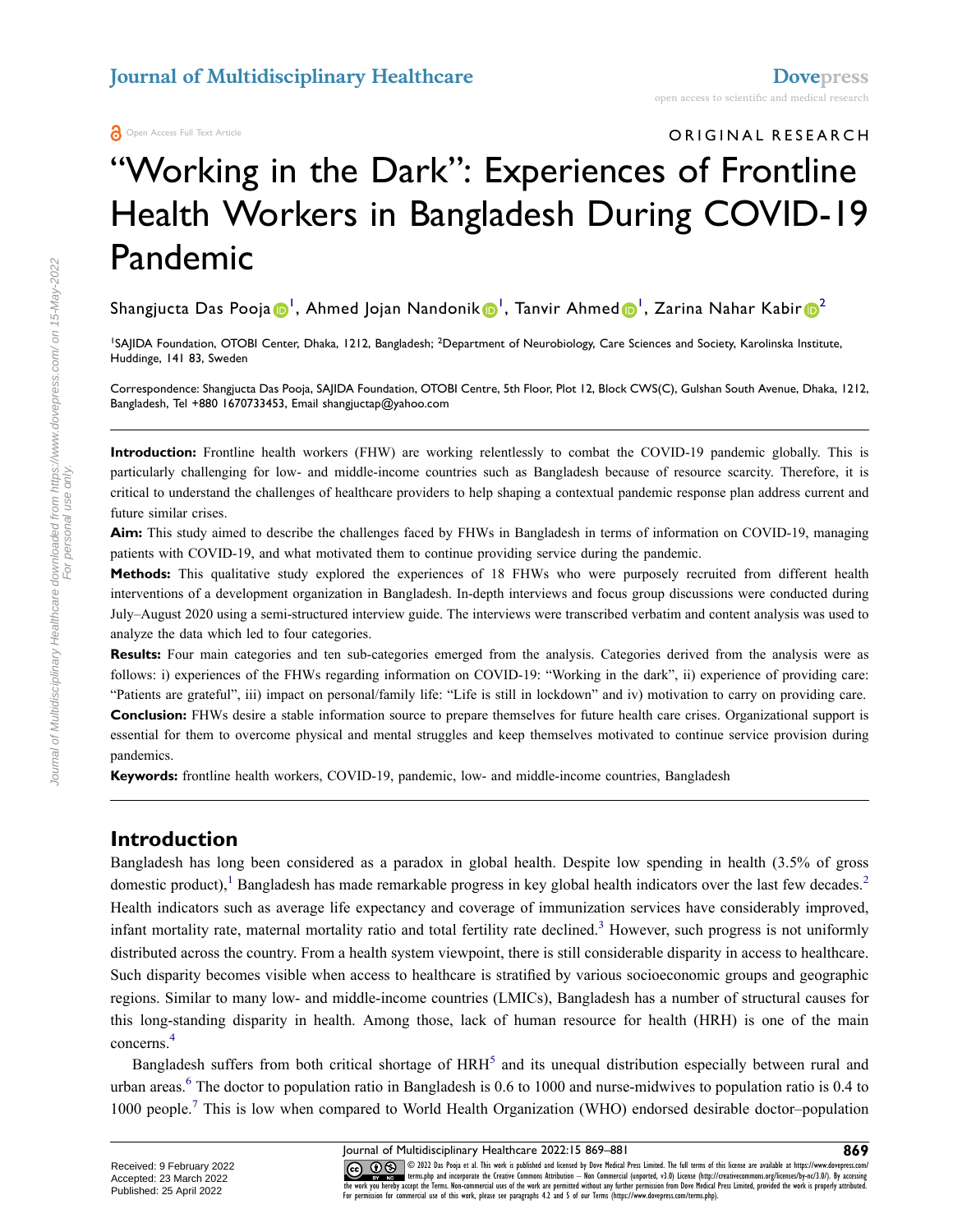ORIGINAL RESEARCH

# "Working in the Dark": Experiences of Frontline Health Workers in Bangladesh During COVID-19 Pandemic

Shangjucta Das Pooja[1], Ahmed Jojan Nandonik[1], Tanvir Ahmed[1], Zarina Nahar Kabir[2]

[1]SAJIDA Foundation, OTOBI Center, Dhaka, 1212, Bangladesh; [2]Department of Neurobiology, Care Sciences and Society, Karolinska Institute, Huddinge, 141 83, Sweden

Correspondence: Shangjucta Das Pooja, SAJIDA Foundation, OTOBI Centre, 5th Floor, Plot 12, Block CWS(C), Gulshan South Avenue, Dhaka, 1212, Bangladesh, Tel +880 1670733453, Email shangjuctap@yahoo.com

**Introduction:** Frontline health workers (FHW) are working relentlessly to combat the COVID-19 pandemic globally. This is particularly challenging for low- and middle-income countries such as Bangladesh because of resource scarcity. Therefore, it is critical to understand the challenges of healthcare providers to help shaping a contextual pandemic response plan address current and future similar crises.

**Aim:** This study aimed to describe the challenges faced by FHWs in Bangladesh in terms of information on COVID-19, managing patients with COVID-19, and what motivated them to continue providing service during the pandemic.

**Methods:** This qualitative study explored the experiences of 18 FHWs who were purposely recruited from different health interventions of a development organization in Bangladesh. In-depth interviews and focus group discussions were conducted during July–August 2020 using a semi-structured interview guide. The interviews were transcribed verbatim and content analysis was used to analyze the data which led to four categories.

**Results:** Four main categories and ten sub-categories emerged from the analysis. Categories derived from the analysis were as follows: i) experiences of the FHWs regarding information on COVID-19: "Working in the dark", ii) experience of providing care: "Patients are grateful", iii) impact on personal/family life: "Life is still in lockdown" and iv) motivation to carry on providing care.

**Conclusion:** FHWs desire a stable information source to prepare themselves for future health care crises. Organizational support is essential for them to overcome physical and mental struggles and keep themselves motivated to continue service provision during pandemics.

**Keywords:** frontline health workers, COVID-19, pandemic, low- and middle-income countries, Bangladesh

## Introduction

Bangladesh has long been considered as a paradox in global health. Despite low spending in health (3.5% of gross domestic product),[1] Bangladesh has made remarkable progress in key global health indicators over the last few decades.[2] Health indicators such as average life expectancy and coverage of immunization services have considerably improved, infant mortality rate, maternal mortality ratio and total fertility rate declined.[3] However, such progress is not uniformly distributed across the country. From a health system viewpoint, there is still considerable disparity in access to healthcare. Such disparity becomes visible when access to healthcare is stratified by various socioeconomic groups and geographic regions. Similar to many low- and middle-income countries (LMICs), Bangladesh has a number of structural causes for this long-standing disparity in health. Among those, lack of human resource for health (HRH) is one of the main concerns.[4]

Bangladesh suffers from both critical shortage of HRH[5] and its unequal distribution especially between rural and urban areas.[6] The doctor to population ratio in Bangladesh is 0.6 to 1000 and nurse-midwives to population ratio is 0.4 to 1000 people.[7] This is low when compared to World Health Organization (WHO) endorsed desirable doctor–population

Received: 9 February 2022
Accepted: 23 March 2022
Published: 25 April 2022

© 2022 Das Pooja et al. This work is published and licensed by Dove Medical Press Limited. The full terms of this license are available at https://www.dovepress.com/terms.php and incorporate the Creative Commons Attribution – Non Commercial (unported, v3.0) License (http://creativecommons.org/licenses/by-nc/3.0/). By accessing the work you hereby accept the Terms. Non-commercial uses of the work are permitted without any further permission from Dove Medical Press Limited, provided the work is properly attributed. For permission for commercial use of this work, please see paragraphs 4.2 and 5 of our Terms (https://www.dovepress.com/terms.php).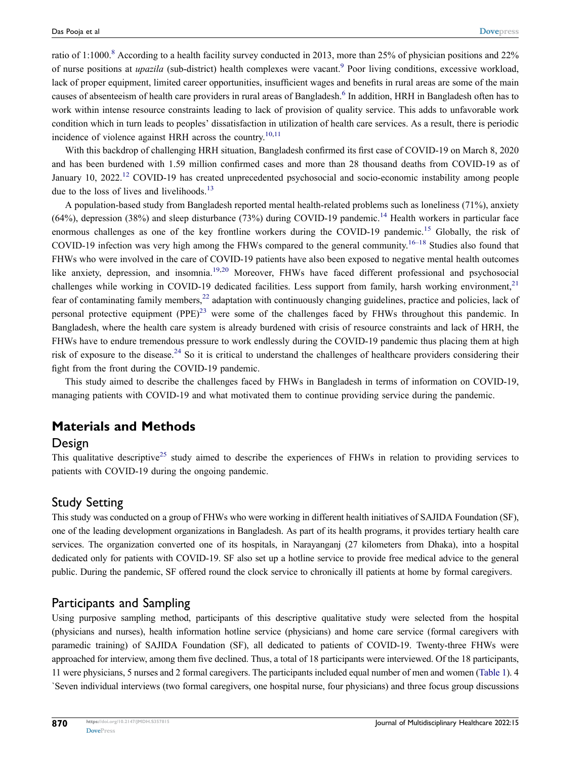ratio of 1:1000.[8] According to a health facility survey conducted in 2013, more than 25% of physician positions and 22% of nurse positions at *upazila* (sub-district) health complexes were vacant.[9] Poor living conditions, excessive workload, lack of proper equipment, limited career opportunities, insufficient wages and benefits in rural areas are some of the main causes of absenteeism of health care providers in rural areas of Bangladesh.[6] In addition, HRH in Bangladesh often has to work within intense resource constraints leading to lack of provision of quality service. This adds to unfavorable work condition which in turn leads to peoples' dissatisfaction in utilization of health care services. As a result, there is periodic incidence of violence against HRH across the country.[10,11]

With this backdrop of challenging HRH situation, Bangladesh confirmed its first case of COVID-19 on March 8, 2020 and has been burdened with 1.59 million confirmed cases and more than 28 thousand deaths from COVID-19 as of January 10, 2022.[12] COVID-19 has created unprecedented psychosocial and socio-economic instability among people due to the loss of lives and livelihoods.[13]

A population-based study from Bangladesh reported mental health-related problems such as loneliness (71%), anxiety (64%), depression (38%) and sleep disturbance (73%) during COVID-19 pandemic.[14] Health workers in particular face enormous challenges as one of the key frontline workers during the COVID-19 pandemic.[15] Globally, the risk of COVID-19 infection was very high among the FHWs compared to the general community.[16–18] Studies also found that FHWs who were involved in the care of COVID-19 patients have also been exposed to negative mental health outcomes like anxiety, depression, and insomnia.[19,20] Moreover, FHWs have faced different professional and psychosocial challenges while working in COVID-19 dedicated facilities. Less support from family, harsh working environment,[21] fear of contaminating family members,[22] adaptation with continuously changing guidelines, practice and policies, lack of personal protective equipment (PPE)[23] were some of the challenges faced by FHWs throughout this pandemic. In Bangladesh, where the health care system is already burdened with crisis of resource constraints and lack of HRH, the FHWs have to endure tremendous pressure to work endlessly during the COVID-19 pandemic thus placing them at high risk of exposure to the disease.[24] So it is critical to understand the challenges of healthcare providers considering their fight from the front during the COVID-19 pandemic.

This study aimed to describe the challenges faced by FHWs in Bangladesh in terms of information on COVID-19, managing patients with COVID-19 and what motivated them to continue providing service during the pandemic.

## Materials and Methods

### Design

This qualitative descriptive[25] study aimed to describe the experiences of FHWs in relation to providing services to patients with COVID-19 during the ongoing pandemic.

### Study Setting

This study was conducted on a group of FHWs who were working in different health initiatives of SAJIDA Foundation (SF), one of the leading development organizations in Bangladesh. As part of its health programs, it provides tertiary health care services. The organization converted one of its hospitals, in Narayanganj (27 kilometers from Dhaka), into a hospital dedicated only for patients with COVID-19. SF also set up a hotline service to provide free medical advice to the general public. During the pandemic, SF offered round the clock service to chronically ill patients at home by formal caregivers.

### Participants and Sampling

Using purposive sampling method, participants of this descriptive qualitative study were selected from the hospital (physicians and nurses), health information hotline service (physicians) and home care service (formal caregivers with paramedic training) of SAJIDA Foundation (SF), all dedicated to patients of COVID-19. Twenty-three FHWs were approached for interview, among them five declined. Thus, a total of 18 participants were interviewed. Of the 18 participants, 11 were physicians, 5 nurses and 2 formal caregivers. The participants included equal number of men and women (Table 1). 4 `Seven individual interviews (two formal caregivers, one hospital nurse, four physicians) and three focus group discussions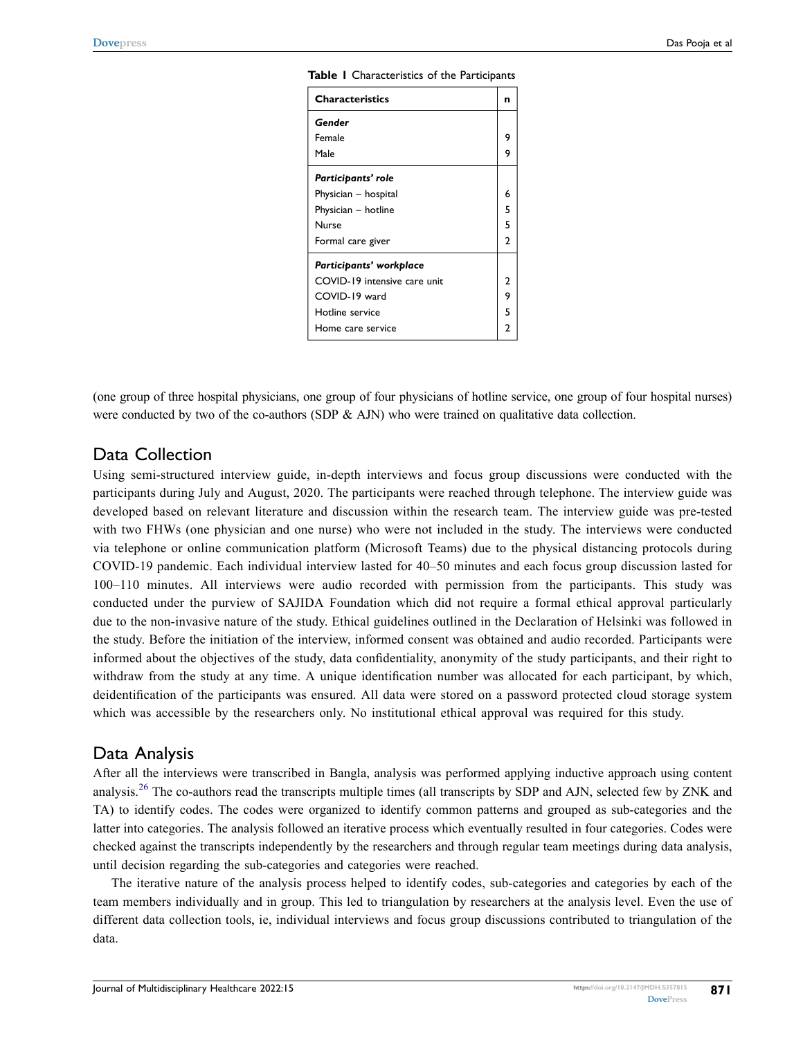**Table 1** Characteristics of the Participants

| Characteristics | n |
|---|---|
| ***Gender*** | |
| Female | 9 |
| Male | 9 |
| ***Participants' role*** | |
| Physician – hospital | 6 |
| Physician – hotline | 5 |
| Nurse | 5 |
| Formal care giver | 2 |
| ***Participants' workplace*** | |
| COVID-19 intensive care unit | 2 |
| COVID-19 ward | 9 |
| Hotline service | 5 |
| Home care service | 2 |

(one group of three hospital physicians, one group of four physicians of hotline service, one group of four hospital nurses) were conducted by two of the co-authors (SDP & AJN) who were trained on qualitative data collection.

## Data Collection

Using semi-structured interview guide, in-depth interviews and focus group discussions were conducted with the participants during July and August, 2020. The participants were reached through telephone. The interview guide was developed based on relevant literature and discussion within the research team. The interview guide was pre-tested with two FHWs (one physician and one nurse) who were not included in the study. The interviews were conducted via telephone or online communication platform (Microsoft Teams) due to the physical distancing protocols during COVID-19 pandemic. Each individual interview lasted for 40–50 minutes and each focus group discussion lasted for 100–110 minutes. All interviews were audio recorded with permission from the participants. This study was conducted under the purview of SAJIDA Foundation which did not require a formal ethical approval particularly due to the non-invasive nature of the study. Ethical guidelines outlined in the Declaration of Helsinki was followed in the study. Before the initiation of the interview, informed consent was obtained and audio recorded. Participants were informed about the objectives of the study, data confidentiality, anonymity of the study participants, and their right to withdraw from the study at any time. A unique identification number was allocated for each participant, by which, deidentification of the participants was ensured. All data were stored on a password protected cloud storage system which was accessible by the researchers only. No institutional ethical approval was required for this study.

## Data Analysis

After all the interviews were transcribed in Bangla, analysis was performed applying inductive approach using content analysis.[26] The co-authors read the transcripts multiple times (all transcripts by SDP and AJN, selected few by ZNK and TA) to identify codes. The codes were organized to identify common patterns and grouped as sub-categories and the latter into categories. The analysis followed an iterative process which eventually resulted in four categories. Codes were checked against the transcripts independently by the researchers and through regular team meetings during data analysis, until decision regarding the sub-categories and categories were reached.

The iterative nature of the analysis process helped to identify codes, sub-categories and categories by each of the team members individually and in group. This led to triangulation by researchers at the analysis level. Even the use of different data collection tools, ie, individual interviews and focus group discussions contributed to triangulation of the data.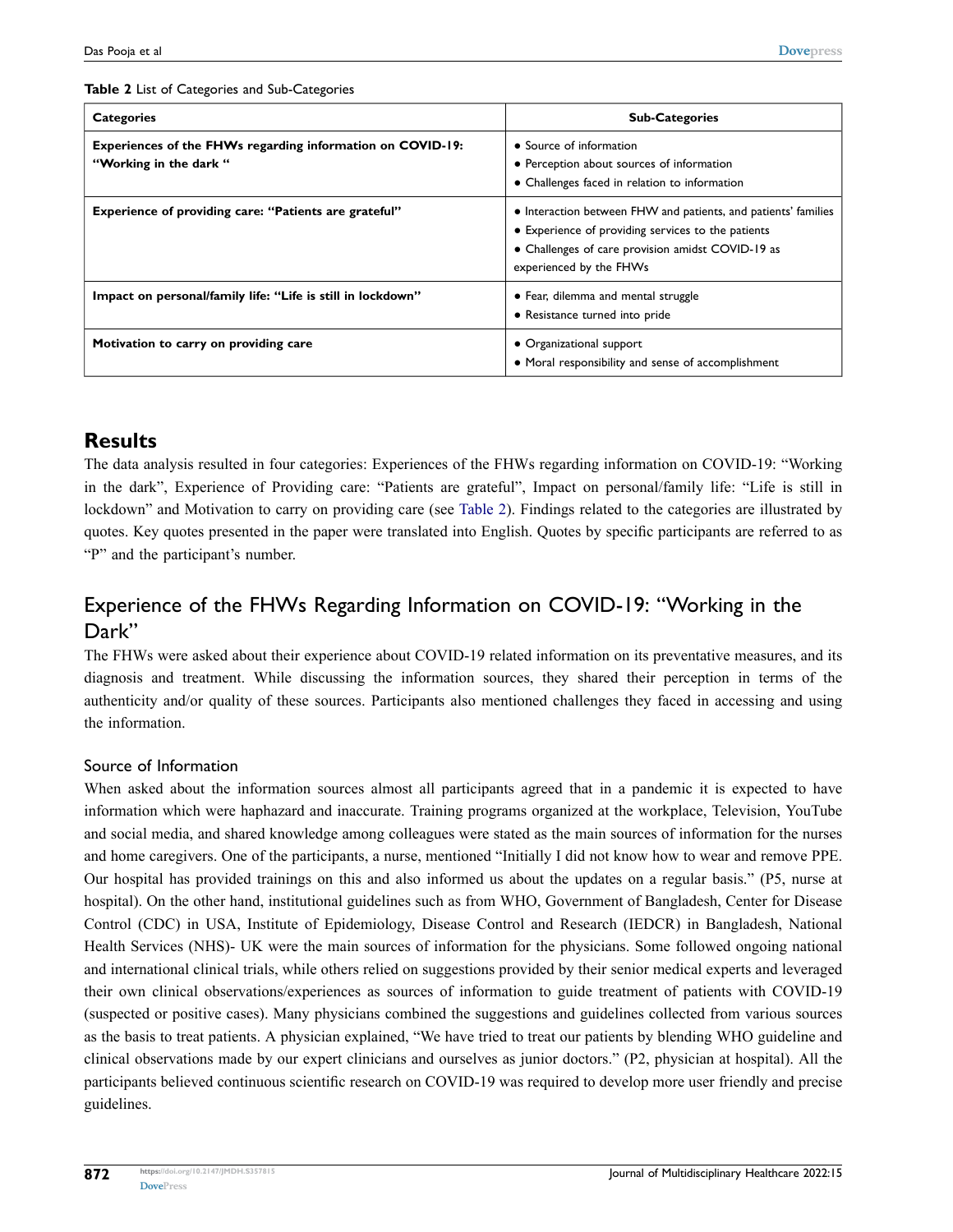**Table 2** List of Categories and Sub-Categories

| Categories | Sub-Categories |
|---|---|
| **Experiences of the FHWs regarding information on COVID-19: "Working in the dark "** | • Source of information<br>• Perception about sources of information<br>• Challenges faced in relation to information |
| **Experience of providing care: "Patients are grateful"** | • Interaction between FHW and patients, and patients' families<br>• Experience of providing services to the patients<br>• Challenges of care provision amidst COVID-19 as experienced by the FHWs |
| **Impact on personal/family life: "Life is still in lockdown"** | • Fear, dilemma and mental struggle<br>• Resistance turned into pride |
| **Motivation to carry on providing care** | • Organizational support<br>• Moral responsibility and sense of accomplishment |

# Results

The data analysis resulted in four categories: Experiences of the FHWs regarding information on COVID-19: "Working in the dark", Experience of Providing care: "Patients are grateful", Impact on personal/family life: "Life is still in lockdown" and Motivation to carry on providing care (see Table 2). Findings related to the categories are illustrated by quotes. Key quotes presented in the paper were translated into English. Quotes by specific participants are referred to as "P" and the participant's number.

## Experience of the FHWs Regarding Information on COVID-19: "Working in the Dark"

The FHWs were asked about their experience about COVID-19 related information on its preventative measures, and its diagnosis and treatment. While discussing the information sources, they shared their perception in terms of the authenticity and/or quality of these sources. Participants also mentioned challenges they faced in accessing and using the information.

### Source of Information

When asked about the information sources almost all participants agreed that in a pandemic it is expected to have information which were haphazard and inaccurate. Training programs organized at the workplace, Television, YouTube and social media, and shared knowledge among colleagues were stated as the main sources of information for the nurses and home caregivers. One of the participants, a nurse, mentioned "Initially I did not know how to wear and remove PPE. Our hospital has provided trainings on this and also informed us about the updates on a regular basis." (P5, nurse at hospital). On the other hand, institutional guidelines such as from WHO, Government of Bangladesh, Center for Disease Control (CDC) in USA, Institute of Epidemiology, Disease Control and Research (IEDCR) in Bangladesh, National Health Services (NHS)- UK were the main sources of information for the physicians. Some followed ongoing national and international clinical trials, while others relied on suggestions provided by their senior medical experts and leveraged their own clinical observations/experiences as sources of information to guide treatment of patients with COVID-19 (suspected or positive cases). Many physicians combined the suggestions and guidelines collected from various sources as the basis to treat patients. A physician explained, "We have tried to treat our patients by blending WHO guideline and clinical observations made by our expert clinicians and ourselves as junior doctors." (P2, physician at hospital). All the participants believed continuous scientific research on COVID-19 was required to develop more user friendly and precise guidelines.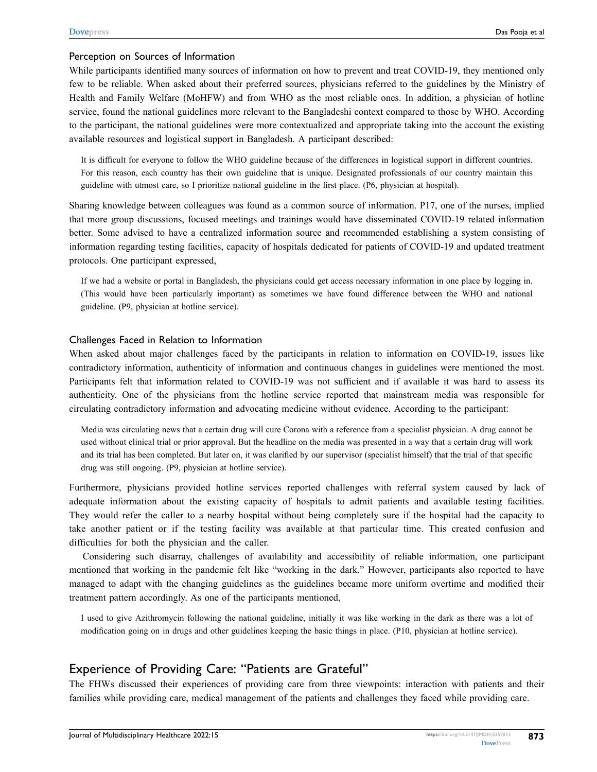### Perception on Sources of Information

While participants identified many sources of information on how to prevent and treat COVID-19, they mentioned only few to be reliable. When asked about their preferred sources, physicians referred to the guidelines by the Ministry of Health and Family Welfare (MoHFW) and from WHO as the most reliable ones. In addition, a physician of hotline service, found the national guidelines more relevant to the Bangladeshi context compared to those by WHO. According to the participant, the national guidelines were more contextualized and appropriate taking into the account the existing available resources and logistical support in Bangladesh. A participant described:

> It is difficult for everyone to follow the WHO guideline because of the differences in logistical support in different countries. For this reason, each country has their own guideline that is unique. Designated professionals of our country maintain this guideline with utmost care, so I prioritize national guideline in the first place. (P6, physician at hospital).

Sharing knowledge between colleagues was found as a common source of information. P17, one of the nurses, implied that more group discussions, focused meetings and trainings would have disseminated COVID-19 related information better. Some advised to have a centralized information source and recommended establishing a system consisting of information regarding testing facilities, capacity of hospitals dedicated for patients of COVID-19 and updated treatment protocols. One participant expressed,

> If we had a website or portal in Bangladesh, the physicians could get access necessary information in one place by logging in. (This would have been particularly important) as sometimes we have found difference between the WHO and national guideline. (P9, physician at hotline service).

### Challenges Faced in Relation to Information

When asked about major challenges faced by the participants in relation to information on COVID-19, issues like contradictory information, authenticity of information and continuous changes in guidelines were mentioned the most. Participants felt that information related to COVID-19 was not sufficient and if available it was hard to assess its authenticity. One of the physicians from the hotline service reported that mainstream media was responsible for circulating contradictory information and advocating medicine without evidence. According to the participant:

> Media was circulating news that a certain drug will cure Corona with a reference from a specialist physician. A drug cannot be used without clinical trial or prior approval. But the headline on the media was presented in a way that a certain drug will work and its trial has been completed. But later on, it was clarified by our supervisor (specialist himself) that the trial of that specific drug was still ongoing. (P9, physician at hotline service).

Furthermore, physicians provided hotline services reported challenges with referral system caused by lack of adequate information about the existing capacity of hospitals to admit patients and available testing facilities. They would refer the caller to a nearby hospital without being completely sure if the hospital had the capacity to take another patient or if the testing facility was available at that particular time. This created confusion and difficulties for both the physician and the caller.

Considering such disarray, challenges of availability and accessibility of reliable information, one participant mentioned that working in the pandemic felt like "working in the dark." However, participants also reported to have managed to adapt with the changing guidelines as the guidelines became more uniform overtime and modified their treatment pattern accordingly. As one of the participants mentioned,

> I used to give Azithromycin following the national guideline, initially it was like working in the dark as there was a lot of modification going on in drugs and other guidelines keeping the basic things in place. (P10, physician at hotline service).

## Experience of Providing Care: "Patients are Grateful"

The FHWs discussed their experiences of providing care from three viewpoints: interaction with patients and their families while providing care, medical management of the patients and challenges they faced while providing care.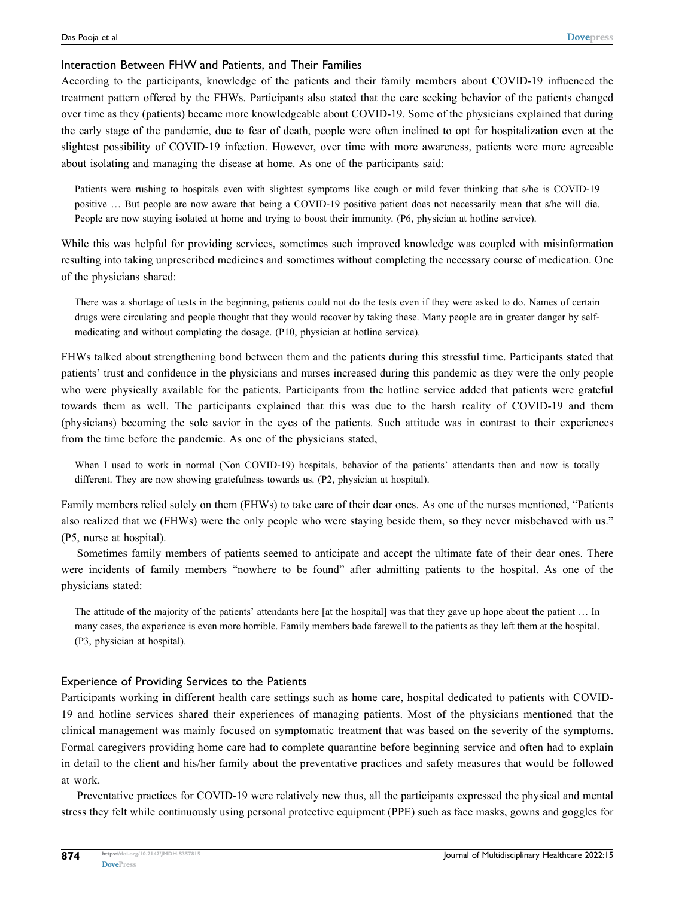### Interaction Between FHW and Patients, and Their Families

According to the participants, knowledge of the patients and their family members about COVID-19 influenced the treatment pattern offered by the FHWs. Participants also stated that the care seeking behavior of the patients changed over time as they (patients) became more knowledgeable about COVID-19. Some of the physicians explained that during the early stage of the pandemic, due to fear of death, people were often inclined to opt for hospitalization even at the slightest possibility of COVID-19 infection. However, over time with more awareness, patients were more agreeable about isolating and managing the disease at home. As one of the participants said:

> Patients were rushing to hospitals even with slightest symptoms like cough or mild fever thinking that s/he is COVID-19 positive … But people are now aware that being a COVID-19 positive patient does not necessarily mean that s/he will die. People are now staying isolated at home and trying to boost their immunity. (P6, physician at hotline service).

While this was helpful for providing services, sometimes such improved knowledge was coupled with misinformation resulting into taking unprescribed medicines and sometimes without completing the necessary course of medication. One of the physicians shared:

> There was a shortage of tests in the beginning, patients could not do the tests even if they were asked to do. Names of certain drugs were circulating and people thought that they would recover by taking these. Many people are in greater danger by self-medicating and without completing the dosage. (P10, physician at hotline service).

FHWs talked about strengthening bond between them and the patients during this stressful time. Participants stated that patients' trust and confidence in the physicians and nurses increased during this pandemic as they were the only people who were physically available for the patients. Participants from the hotline service added that patients were grateful towards them as well. The participants explained that this was due to the harsh reality of COVID-19 and them (physicians) becoming the sole savior in the eyes of the patients. Such attitude was in contrast to their experiences from the time before the pandemic. As one of the physicians stated,

> When I used to work in normal (Non COVID-19) hospitals, behavior of the patients' attendants then and now is totally different. They are now showing gratefulness towards us. (P2, physician at hospital).

Family members relied solely on them (FHWs) to take care of their dear ones. As one of the nurses mentioned, "Patients also realized that we (FHWs) were the only people who were staying beside them, so they never misbehaved with us." (P5, nurse at hospital).

Sometimes family members of patients seemed to anticipate and accept the ultimate fate of their dear ones. There were incidents of family members "nowhere to be found" after admitting patients to the hospital. As one of the physicians stated:

> The attitude of the majority of the patients' attendants here [at the hospital] was that they gave up hope about the patient … In many cases, the experience is even more horrible. Family members bade farewell to the patients as they left them at the hospital. (P3, physician at hospital).

### Experience of Providing Services to the Patients

Participants working in different health care settings such as home care, hospital dedicated to patients with COVID-19 and hotline services shared their experiences of managing patients. Most of the physicians mentioned that the clinical management was mainly focused on symptomatic treatment that was based on the severity of the symptoms. Formal caregivers providing home care had to complete quarantine before beginning service and often had to explain in detail to the client and his/her family about the preventative practices and safety measures that would be followed at work.

Preventative practices for COVID-19 were relatively new thus, all the participants expressed the physical and mental stress they felt while continuously using personal protective equipment (PPE) such as face masks, gowns and goggles for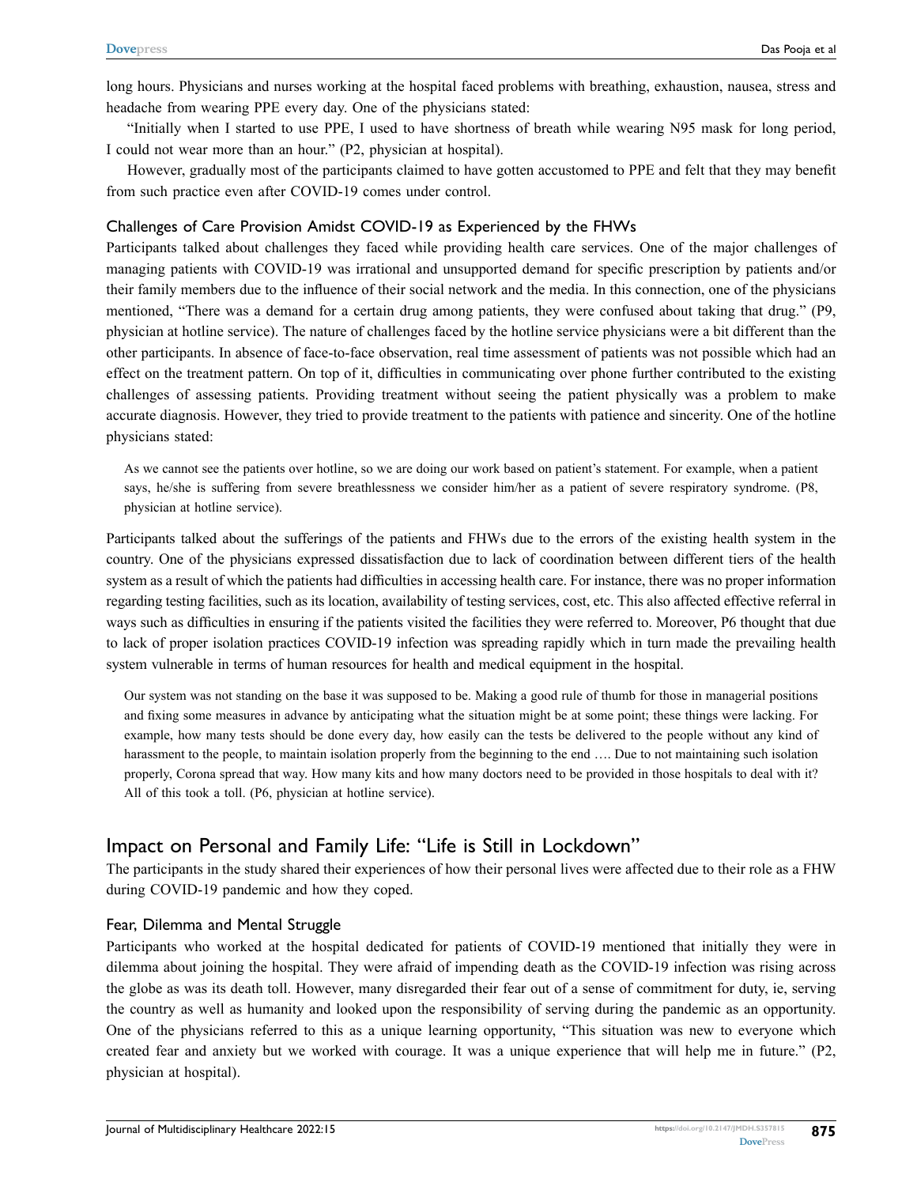long hours. Physicians and nurses working at the hospital faced problems with breathing, exhaustion, nausea, stress and headache from wearing PPE every day. One of the physicians stated:

"Initially when I started to use PPE, I used to have shortness of breath while wearing N95 mask for long period, I could not wear more than an hour." (P2, physician at hospital).

However, gradually most of the participants claimed to have gotten accustomed to PPE and felt that they may benefit from such practice even after COVID-19 comes under control.

### Challenges of Care Provision Amidst COVID-19 as Experienced by the FHWs

Participants talked about challenges they faced while providing health care services. One of the major challenges of managing patients with COVID-19 was irrational and unsupported demand for specific prescription by patients and/or their family members due to the influence of their social network and the media. In this connection, one of the physicians mentioned, "There was a demand for a certain drug among patients, they were confused about taking that drug." (P9, physician at hotline service). The nature of challenges faced by the hotline service physicians were a bit different than the other participants. In absence of face-to-face observation, real time assessment of patients was not possible which had an effect on the treatment pattern. On top of it, difficulties in communicating over phone further contributed to the existing challenges of assessing patients. Providing treatment without seeing the patient physically was a problem to make accurate diagnosis. However, they tried to provide treatment to the patients with patience and sincerity. One of the hotline physicians stated:

> As we cannot see the patients over hotline, so we are doing our work based on patient's statement. For example, when a patient says, he/she is suffering from severe breathlessness we consider him/her as a patient of severe respiratory syndrome. (P8, physician at hotline service).

Participants talked about the sufferings of the patients and FHWs due to the errors of the existing health system in the country. One of the physicians expressed dissatisfaction due to lack of coordination between different tiers of the health system as a result of which the patients had difficulties in accessing health care. For instance, there was no proper information regarding testing facilities, such as its location, availability of testing services, cost, etc. This also affected effective referral in ways such as difficulties in ensuring if the patients visited the facilities they were referred to. Moreover, P6 thought that due to lack of proper isolation practices COVID-19 infection was spreading rapidly which in turn made the prevailing health system vulnerable in terms of human resources for health and medical equipment in the hospital.

> Our system was not standing on the base it was supposed to be. Making a good rule of thumb for those in managerial positions and fixing some measures in advance by anticipating what the situation might be at some point; these things were lacking. For example, how many tests should be done every day, how easily can the tests be delivered to the people without any kind of harassment to the people, to maintain isolation properly from the beginning to the end …. Due to not maintaining such isolation properly, Corona spread that way. How many kits and how many doctors need to be provided in those hospitals to deal with it? All of this took a toll. (P6, physician at hotline service).

## Impact on Personal and Family Life: "Life is Still in Lockdown"

The participants in the study shared their experiences of how their personal lives were affected due to their role as a FHW during COVID-19 pandemic and how they coped.

### Fear, Dilemma and Mental Struggle

Participants who worked at the hospital dedicated for patients of COVID-19 mentioned that initially they were in dilemma about joining the hospital. They were afraid of impending death as the COVID-19 infection was rising across the globe as was its death toll. However, many disregarded their fear out of a sense of commitment for duty, ie, serving the country as well as humanity and looked upon the responsibility of serving during the pandemic as an opportunity. One of the physicians referred to this as a unique learning opportunity, "This situation was new to everyone which created fear and anxiety but we worked with courage. It was a unique experience that will help me in future." (P2, physician at hospital).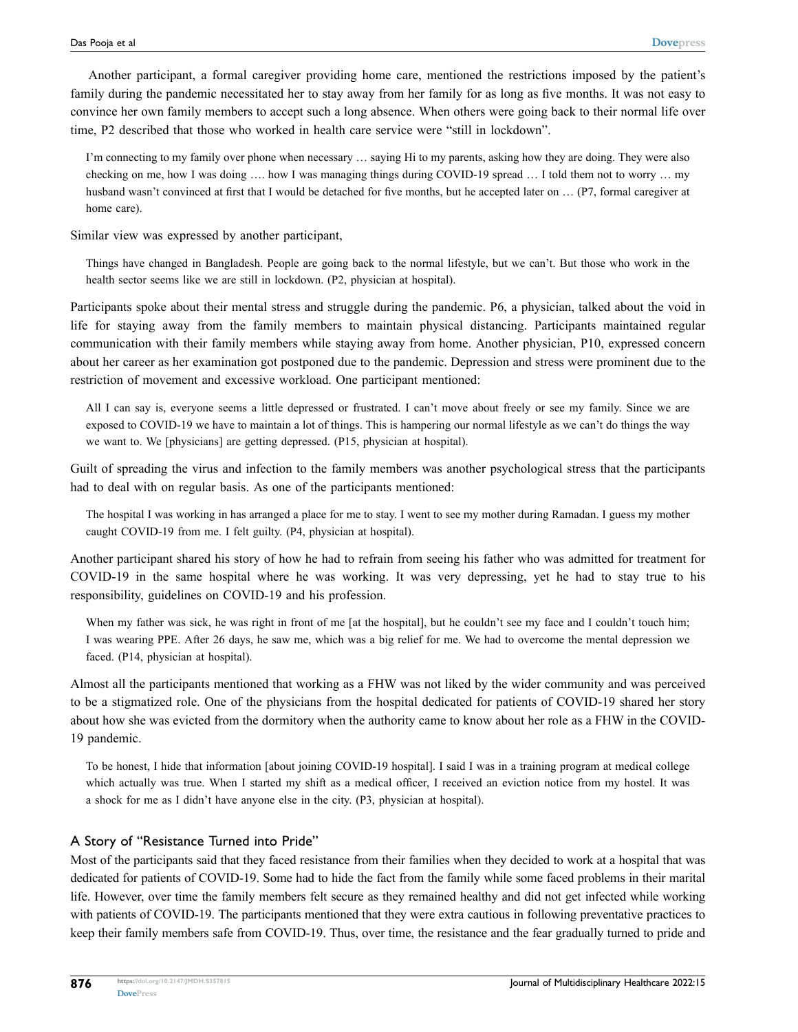Another participant, a formal caregiver providing home care, mentioned the restrictions imposed by the patient's family during the pandemic necessitated her to stay away from her family for as long as five months. It was not easy to convince her own family members to accept such a long absence. When others were going back to their normal life over time, P2 described that those who worked in health care service were "still in lockdown".

> I'm connecting to my family over phone when necessary … saying Hi to my parents, asking how they are doing. They were also checking on me, how I was doing …. how I was managing things during COVID-19 spread … I told them not to worry … my husband wasn't convinced at first that I would be detached for five months, but he accepted later on … (P7, formal caregiver at home care).

Similar view was expressed by another participant,

> Things have changed in Bangladesh. People are going back to the normal lifestyle, but we can't. But those who work in the health sector seems like we are still in lockdown. (P2, physician at hospital).

Participants spoke about their mental stress and struggle during the pandemic. P6, a physician, talked about the void in life for staying away from the family members to maintain physical distancing. Participants maintained regular communication with their family members while staying away from home. Another physician, P10, expressed concern about her career as her examination got postponed due to the pandemic. Depression and stress were prominent due to the restriction of movement and excessive workload. One participant mentioned:

> All I can say is, everyone seems a little depressed or frustrated. I can't move about freely or see my family. Since we are exposed to COVID-19 we have to maintain a lot of things. This is hampering our normal lifestyle as we can't do things the way we want to. We [physicians] are getting depressed. (P15, physician at hospital).

Guilt of spreading the virus and infection to the family members was another psychological stress that the participants had to deal with on regular basis. As one of the participants mentioned:

> The hospital I was working in has arranged a place for me to stay. I went to see my mother during Ramadan. I guess my mother caught COVID-19 from me. I felt guilty. (P4, physician at hospital).

Another participant shared his story of how he had to refrain from seeing his father who was admitted for treatment for COVID-19 in the same hospital where he was working. It was very depressing, yet he had to stay true to his responsibility, guidelines on COVID-19 and his profession.

> When my father was sick, he was right in front of me [at the hospital], but he couldn't see my face and I couldn't touch him; I was wearing PPE. After 26 days, he saw me, which was a big relief for me. We had to overcome the mental depression we faced. (P14, physician at hospital).

Almost all the participants mentioned that working as a FHW was not liked by the wider community and was perceived to be a stigmatized role. One of the physicians from the hospital dedicated for patients of COVID-19 shared her story about how she was evicted from the dormitory when the authority came to know about her role as a FHW in the COVID-19 pandemic.

> To be honest, I hide that information [about joining COVID-19 hospital]. I said I was in a training program at medical college which actually was true. When I started my shift as a medical officer, I received an eviction notice from my hostel. It was a shock for me as I didn't have anyone else in the city. (P3, physician at hospital).

### A Story of "Resistance Turned into Pride"

Most of the participants said that they faced resistance from their families when they decided to work at a hospital that was dedicated for patients of COVID-19. Some had to hide the fact from the family while some faced problems in their marital life. However, over time the family members felt secure as they remained healthy and did not get infected while working with patients of COVID-19. The participants mentioned that they were extra cautious in following preventative practices to keep their family members safe from COVID-19. Thus, over time, the resistance and the fear gradually turned to pride and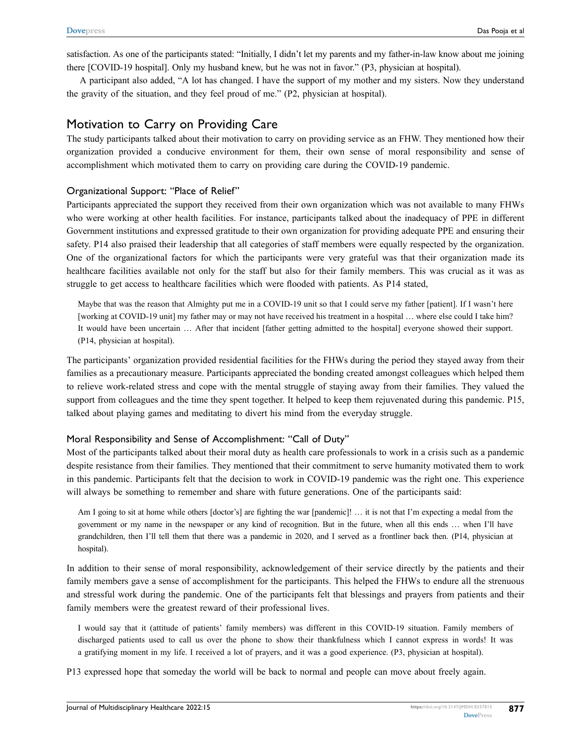satisfaction. As one of the participants stated: "Initially, I didn't let my parents and my father-in-law know about me joining there [COVID-19 hospital]. Only my husband knew, but he was not in favor." (P3, physician at hospital).

A participant also added, "A lot has changed. I have the support of my mother and my sisters. Now they understand the gravity of the situation, and they feel proud of me." (P2, physician at hospital).

## Motivation to Carry on Providing Care

The study participants talked about their motivation to carry on providing service as an FHW. They mentioned how their organization provided a conducive environment for them, their own sense of moral responsibility and sense of accomplishment which motivated them to carry on providing care during the COVID-19 pandemic.

### Organizational Support: "Place of Relief"

Participants appreciated the support they received from their own organization which was not available to many FHWs who were working at other health facilities. For instance, participants talked about the inadequacy of PPE in different Government institutions and expressed gratitude to their own organization for providing adequate PPE and ensuring their safety. P14 also praised their leadership that all categories of staff members were equally respected by the organization. One of the organizational factors for which the participants were very grateful was that their organization made its healthcare facilities available not only for the staff but also for their family members. This was crucial as it was as struggle to get access to healthcare facilities which were flooded with patients. As P14 stated,

> Maybe that was the reason that Almighty put me in a COVID-19 unit so that I could serve my father [patient]. If I wasn't here [working at COVID-19 unit] my father may or may not have received his treatment in a hospital … where else could I take him? It would have been uncertain … After that incident [father getting admitted to the hospital] everyone showed their support. (P14, physician at hospital).

The participants' organization provided residential facilities for the FHWs during the period they stayed away from their families as a precautionary measure. Participants appreciated the bonding created amongst colleagues which helped them to relieve work-related stress and cope with the mental struggle of staying away from their families. They valued the support from colleagues and the time they spent together. It helped to keep them rejuvenated during this pandemic. P15, talked about playing games and meditating to divert his mind from the everyday struggle.

### Moral Responsibility and Sense of Accomplishment: "Call of Duty"

Most of the participants talked about their moral duty as health care professionals to work in a crisis such as a pandemic despite resistance from their families. They mentioned that their commitment to serve humanity motivated them to work in this pandemic. Participants felt that the decision to work in COVID-19 pandemic was the right one. This experience will always be something to remember and share with future generations. One of the participants said:

> Am I going to sit at home while others [doctor's] are fighting the war [pandemic]! … it is not that I'm expecting a medal from the government or my name in the newspaper or any kind of recognition. But in the future, when all this ends … when I'll have grandchildren, then I'll tell them that there was a pandemic in 2020, and I served as a frontliner back then. (P14, physician at hospital).

In addition to their sense of moral responsibility, acknowledgement of their service directly by the patients and their family members gave a sense of accomplishment for the participants. This helped the FHWs to endure all the strenuous and stressful work during the pandemic. One of the participants felt that blessings and prayers from patients and their family members were the greatest reward of their professional lives.

> I would say that it (attitude of patients' family members) was different in this COVID-19 situation. Family members of discharged patients used to call us over the phone to show their thankfulness which I cannot express in words! It was a gratifying moment in my life. I received a lot of prayers, and it was a good experience. (P3, physician at hospital).

P13 expressed hope that someday the world will be back to normal and people can move about freely again.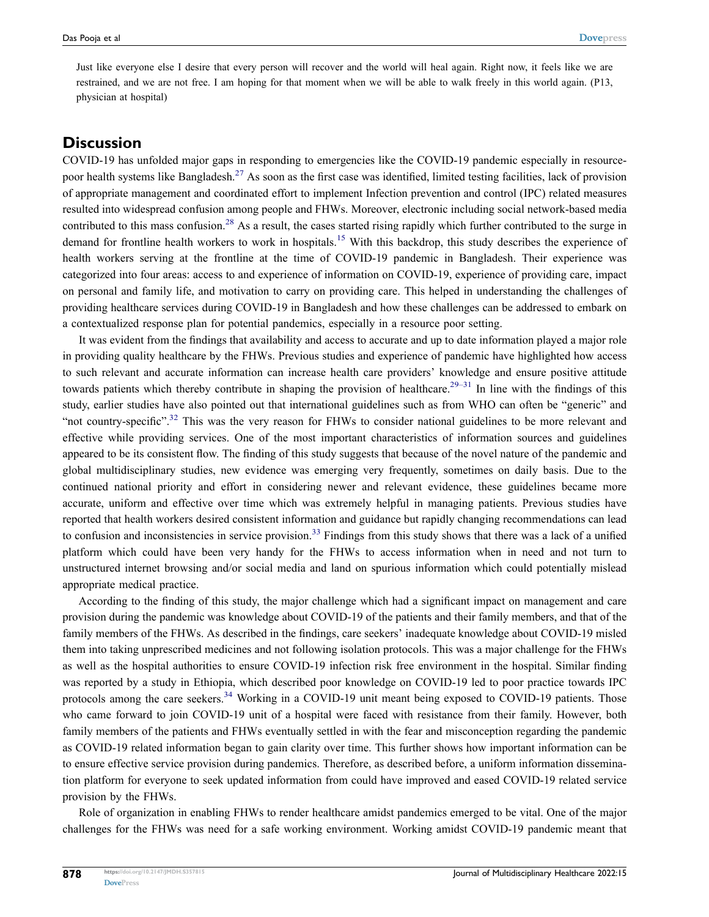Just like everyone else I desire that every person will recover and the world will heal again. Right now, it feels like we are restrained, and we are not free. I am hoping for that moment when we will be able to walk freely in this world again. (P13, physician at hospital)

## Discussion

COVID-19 has unfolded major gaps in responding to emergencies like the COVID-19 pandemic especially in resource-poor health systems like Bangladesh.[27] As soon as the first case was identified, limited testing facilities, lack of provision of appropriate management and coordinated effort to implement Infection prevention and control (IPC) related measures resulted into widespread confusion among people and FHWs. Moreover, electronic including social network-based media contributed to this mass confusion.[28] As a result, the cases started rising rapidly which further contributed to the surge in demand for frontline health workers to work in hospitals.[15] With this backdrop, this study describes the experience of health workers serving at the frontline at the time of COVID-19 pandemic in Bangladesh. Their experience was categorized into four areas: access to and experience of information on COVID-19, experience of providing care, impact on personal and family life, and motivation to carry on providing care. This helped in understanding the challenges of providing healthcare services during COVID-19 in Bangladesh and how these challenges can be addressed to embark on a contextualized response plan for potential pandemics, especially in a resource poor setting.

It was evident from the findings that availability and access to accurate and up to date information played a major role in providing quality healthcare by the FHWs. Previous studies and experience of pandemic have highlighted how access to such relevant and accurate information can increase health care providers' knowledge and ensure positive attitude towards patients which thereby contribute in shaping the provision of healthcare.[29–31] In line with the findings of this study, earlier studies have also pointed out that international guidelines such as from WHO can often be "generic" and "not country-specific".[32] This was the very reason for FHWs to consider national guidelines to be more relevant and effective while providing services. One of the most important characteristics of information sources and guidelines appeared to be its consistent flow. The finding of this study suggests that because of the novel nature of the pandemic and global multidisciplinary studies, new evidence was emerging very frequently, sometimes on daily basis. Due to the continued national priority and effort in considering newer and relevant evidence, these guidelines became more accurate, uniform and effective over time which was extremely helpful in managing patients. Previous studies have reported that health workers desired consistent information and guidance but rapidly changing recommendations can lead to confusion and inconsistencies in service provision.[33] Findings from this study shows that there was a lack of a unified platform which could have been very handy for the FHWs to access information when in need and not turn to unstructured internet browsing and/or social media and land on spurious information which could potentially mislead appropriate medical practice.

According to the finding of this study, the major challenge which had a significant impact on management and care provision during the pandemic was knowledge about COVID-19 of the patients and their family members, and that of the family members of the FHWs. As described in the findings, care seekers' inadequate knowledge about COVID-19 misled them into taking unprescribed medicines and not following isolation protocols. This was a major challenge for the FHWs as well as the hospital authorities to ensure COVID-19 infection risk free environment in the hospital. Similar finding was reported by a study in Ethiopia, which described poor knowledge on COVID-19 led to poor practice towards IPC protocols among the care seekers.[34] Working in a COVID-19 unit meant being exposed to COVID-19 patients. Those who came forward to join COVID-19 unit of a hospital were faced with resistance from their family. However, both family members of the patients and FHWs eventually settled in with the fear and misconception regarding the pandemic as COVID-19 related information began to gain clarity over time. This further shows how important information can be to ensure effective service provision during pandemics. Therefore, as described before, a uniform information dissemination platform for everyone to seek updated information from could have improved and eased COVID-19 related service provision by the FHWs.

Role of organization in enabling FHWs to render healthcare amidst pandemics emerged to be vital. One of the major challenges for the FHWs was need for a safe working environment. Working amidst COVID-19 pandemic meant that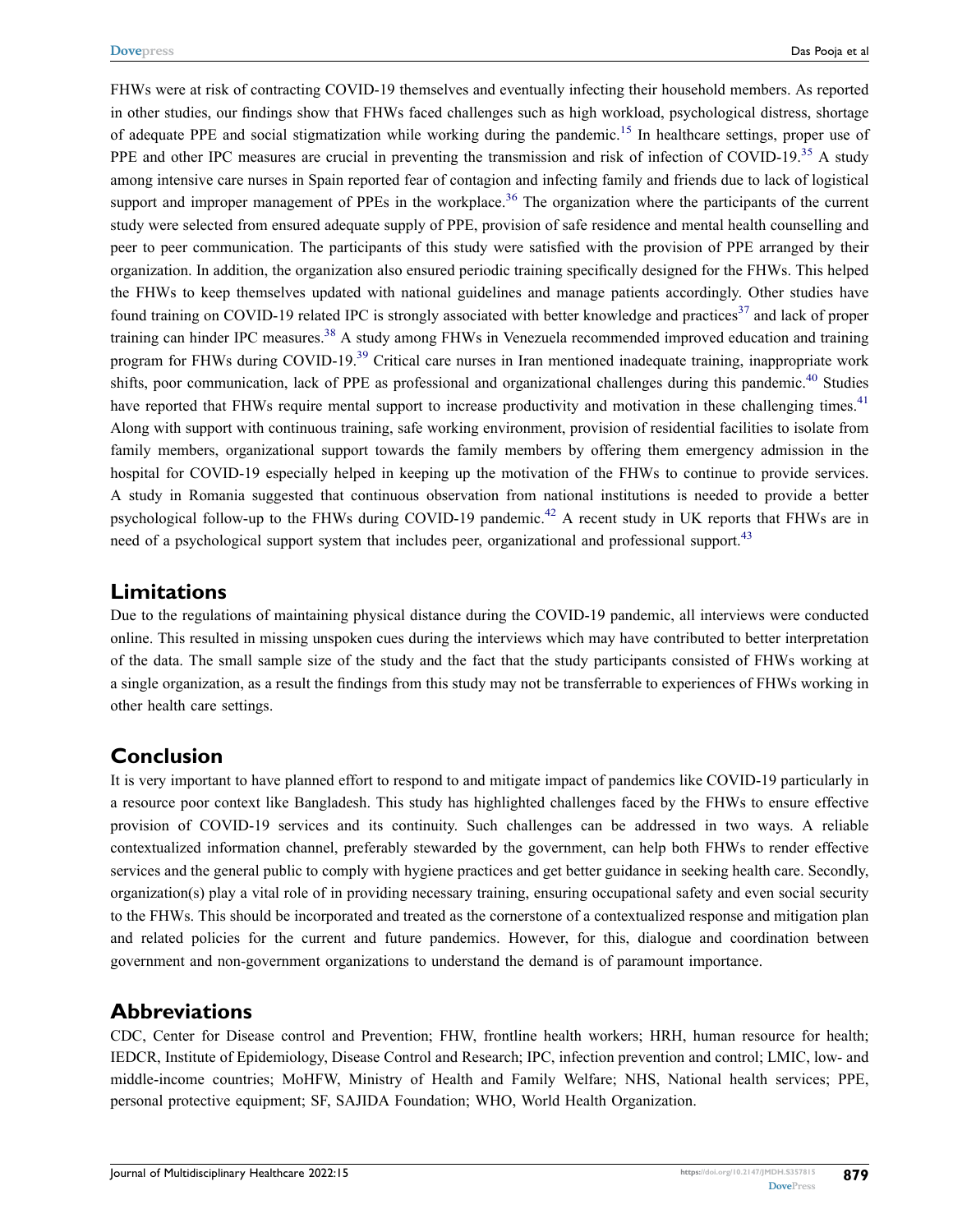FHWs were at risk of contracting COVID-19 themselves and eventually infecting their household members. As reported in other studies, our findings show that FHWs faced challenges such as high workload, psychological distress, shortage of adequate PPE and social stigmatization while working during the pandemic.[15] In healthcare settings, proper use of PPE and other IPC measures are crucial in preventing the transmission and risk of infection of COVID-19.[35] A study among intensive care nurses in Spain reported fear of contagion and infecting family and friends due to lack of logistical support and improper management of PPEs in the workplace.[36] The organization where the participants of the current study were selected from ensured adequate supply of PPE, provision of safe residence and mental health counselling and peer to peer communication. The participants of this study were satisfied with the provision of PPE arranged by their organization. In addition, the organization also ensured periodic training specifically designed for the FHWs. This helped the FHWs to keep themselves updated with national guidelines and manage patients accordingly. Other studies have found training on COVID-19 related IPC is strongly associated with better knowledge and practices[37] and lack of proper training can hinder IPC measures.[38] A study among FHWs in Venezuela recommended improved education and training program for FHWs during COVID-19.[39] Critical care nurses in Iran mentioned inadequate training, inappropriate work shifts, poor communication, lack of PPE as professional and organizational challenges during this pandemic.[40] Studies have reported that FHWs require mental support to increase productivity and motivation in these challenging times.[41] Along with support with continuous training, safe working environment, provision of residential facilities to isolate from family members, organizational support towards the family members by offering them emergency admission in the hospital for COVID-19 especially helped in keeping up the motivation of the FHWs to continue to provide services. A study in Romania suggested that continuous observation from national institutions is needed to provide a better psychological follow-up to the FHWs during COVID-19 pandemic.[42] A recent study in UK reports that FHWs are in need of a psychological support system that includes peer, organizational and professional support.[43]

## Limitations

Due to the regulations of maintaining physical distance during the COVID-19 pandemic, all interviews were conducted online. This resulted in missing unspoken cues during the interviews which may have contributed to better interpretation of the data. The small sample size of the study and the fact that the study participants consisted of FHWs working at a single organization, as a result the findings from this study may not be transferrable to experiences of FHWs working in other health care settings.

## Conclusion

It is very important to have planned effort to respond to and mitigate impact of pandemics like COVID-19 particularly in a resource poor context like Bangladesh. This study has highlighted challenges faced by the FHWs to ensure effective provision of COVID-19 services and its continuity. Such challenges can be addressed in two ways. A reliable contextualized information channel, preferably stewarded by the government, can help both FHWs to render effective services and the general public to comply with hygiene practices and get better guidance in seeking health care. Secondly, organization(s) play a vital role of in providing necessary training, ensuring occupational safety and even social security to the FHWs. This should be incorporated and treated as the cornerstone of a contextualized response and mitigation plan and related policies for the current and future pandemics. However, for this, dialogue and coordination between government and non-government organizations to understand the demand is of paramount importance.

## Abbreviations

CDC, Center for Disease control and Prevention; FHW, frontline health workers; HRH, human resource for health; IEDCR, Institute of Epidemiology, Disease Control and Research; IPC, infection prevention and control; LMIC, low- and middle-income countries; MoHFW, Ministry of Health and Family Welfare; NHS, National health services; PPE, personal protective equipment; SF, SAJIDA Foundation; WHO, World Health Organization.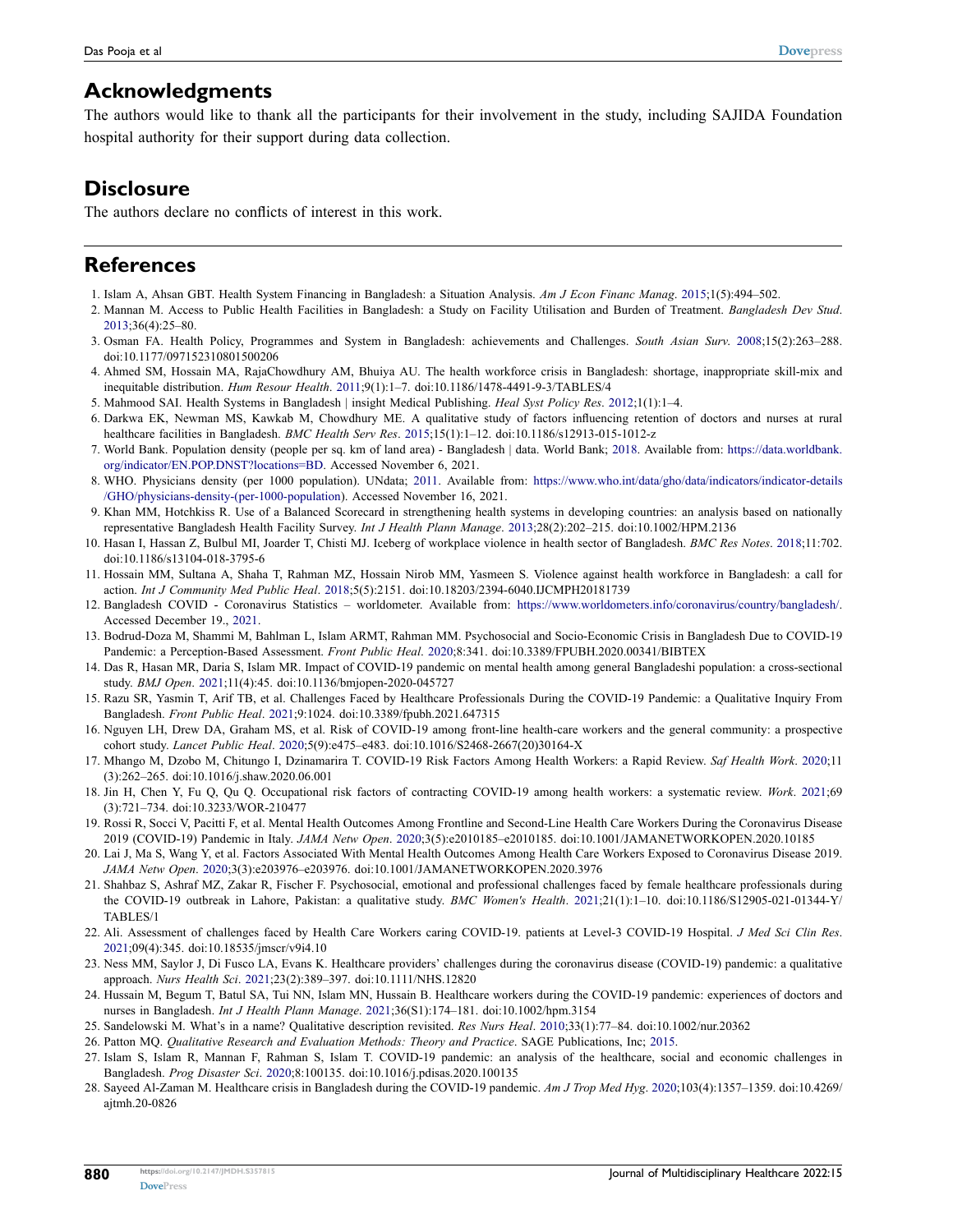## Acknowledgments

The authors would like to thank all the participants for their involvement in the study, including SAJIDA Foundation hospital authority for their support during data collection.

## Disclosure

The authors declare no conflicts of interest in this work.

## References

1. Islam A, Ahsan GBT. Health System Financing in Bangladesh: a Situation Analysis. *Am J Econ Financ Manag*. 2015;1(5):494–502.
2. Mannan M. Access to Public Health Facilities in Bangladesh: a Study on Facility Utilisation and Burden of Treatment. *Bangladesh Dev Stud*. 2013;36(4):25–80.
3. Osman FA. Health Policy, Programmes and System in Bangladesh: achievements and Challenges. *South Asian Surv*. 2008;15(2):263–288. doi:10.1177/097152310801500206
4. Ahmed SM, Hossain MA, RajaChowdhury AM, Bhuiya AU. The health workforce crisis in Bangladesh: shortage, inappropriate skill-mix and inequitable distribution. *Hum Resour Health*. 2011;9(1):1–7. doi:10.1186/1478-4491-9-3/TABLES/4
5. Mahmood SAI. Health Systems in Bangladesh | insight Medical Publishing. *Heal Syst Policy Res*. 2012;1(1):1–4.
6. Darkwa EK, Newman MS, Kawkab M, Chowdhury ME. A qualitative study of factors influencing retention of doctors and nurses at rural healthcare facilities in Bangladesh. *BMC Health Serv Res*. 2015;15(1):1–12. doi:10.1186/s12913-015-1012-z
7. World Bank. Population density (people per sq. km of land area) - Bangladesh | data. World Bank; 2018. Available from: https://data.worldbank.org/indicator/EN.POP.DNST?locations=BD. Accessed November 6, 2021.
8. WHO. Physicians density (per 1000 population). UNdata; 2011. Available from: https://www.who.int/data/gho/data/indicators/indicator-details/GHO/physicians-density-(per-1000-population). Accessed November 16, 2021.
9. Khan MM, Hotchkiss R. Use of a Balanced Scorecard in strengthening health systems in developing countries: an analysis based on nationally representative Bangladesh Health Facility Survey. *Int J Health Plann Manage*. 2013;28(2):202–215. doi:10.1002/HPM.2136
10. Hasan I, Hassan Z, Bulbul MI, Joarder T, Chisti MJ. Iceberg of workplace violence in health sector of Bangladesh. *BMC Res Notes*. 2018;11:702. doi:10.1186/s13104-018-3795-6
11. Hossain MM, Sultana A, Shaha T, Rahman MZ, Hossain Nirob MM, Yasmeen S. Violence against health workforce in Bangladesh: a call for action. *Int J Community Med Public Heal*. 2018;5(5):2151. doi:10.18203/2394-6040.IJCMPH20181739
12. Bangladesh COVID - Coronavirus Statistics – worldometer. Available from: https://www.worldometers.info/coronavirus/country/bangladesh/. Accessed December 19., 2021.
13. Bodrud-Doza M, Shammi M, Bahlman L, Islam ARMT, Rahman MM. Psychosocial and Socio-Economic Crisis in Bangladesh Due to COVID-19 Pandemic: a Perception-Based Assessment. *Front Public Heal*. 2020;8:341. doi:10.3389/FPUBH.2020.00341/BIBTEX
14. Das R, Hasan MR, Daria S, Islam MR. Impact of COVID-19 pandemic on mental health among general Bangladeshi population: a cross-sectional study. *BMJ Open*. 2021;11(4):45. doi:10.1136/bmjopen-2020-045727
15. Razu SR, Yasmin T, Arif TB, et al. Challenges Faced by Healthcare Professionals During the COVID-19 Pandemic: a Qualitative Inquiry From Bangladesh. *Front Public Heal*. 2021;9:1024. doi:10.3389/fpubh.2021.647315
16. Nguyen LH, Drew DA, Graham MS, et al. Risk of COVID-19 among front-line health-care workers and the general community: a prospective cohort study. *Lancet Public Heal*. 2020;5(9):e475–e483. doi:10.1016/S2468-2667(20)30164-X
17. Mhango M, Dzobo M, Chitungo I, Dzinamarira T. COVID-19 Risk Factors Among Health Workers: a Rapid Review. *Saf Health Work*. 2020;11(3):262–265. doi:10.1016/j.shaw.2020.06.001
18. Jin H, Chen Y, Fu Q, Qu Q. Occupational risk factors of contracting COVID-19 among health workers: a systematic review. *Work*. 2021;69(3):721–734. doi:10.3233/WOR-210477
19. Rossi R, Socci V, Pacitti F, et al. Mental Health Outcomes Among Frontline and Second-Line Health Care Workers During the Coronavirus Disease 2019 (COVID-19) Pandemic in Italy. *JAMA Netw Open*. 2020;3(5):e2010185–e2010185. doi:10.1001/JAMANETWORKOPEN.2020.10185
20. Lai J, Ma S, Wang Y, et al. Factors Associated With Mental Health Outcomes Among Health Care Workers Exposed to Coronavirus Disease 2019. *JAMA Netw Open*. 2020;3(3):e203976–e203976. doi:10.1001/JAMANETWORKOPEN.2020.3976
21. Shahbaz S, Ashraf MZ, Zakar R, Fischer F. Psychosocial, emotional and professional challenges faced by female healthcare professionals during the COVID-19 outbreak in Lahore, Pakistan: a qualitative study. *BMC Women's Health*. 2021;21(1):1–10. doi:10.1186/S12905-021-01344-Y/TABLES/1
22. Ali. Assessment of challenges faced by Health Care Workers caring COVID-19. patients at Level-3 COVID-19 Hospital. *J Med Sci Clin Res*. 2021;09(4):345. doi:10.18535/jmscr/v9i4.10
23. Ness MM, Saylor J, Di Fusco LA, Evans K. Healthcare providers' challenges during the coronavirus disease (COVID-19) pandemic: a qualitative approach. *Nurs Health Sci*. 2021;23(2):389–397. doi:10.1111/NHS.12820
24. Hussain M, Begum T, Batul SA, Tui NN, Islam MN, Hussain B. Healthcare workers during the COVID-19 pandemic: experiences of doctors and nurses in Bangladesh. *Int J Health Plann Manage*. 2021;36(S1):174–181. doi:10.1002/hpm.3154
25. Sandelowski M. What's in a name? Qualitative description revisited. *Res Nurs Heal*. 2010;33(1):77–84. doi:10.1002/nur.20362
26. Patton MQ. *Qualitative Research and Evaluation Methods: Theory and Practice*. SAGE Publications, Inc; 2015.
27. Islam S, Islam R, Mannan F, Rahman S, Islam T. COVID-19 pandemic: an analysis of the healthcare, social and economic challenges in Bangladesh. *Prog Disaster Sci*. 2020;8:100135. doi:10.1016/j.pdisas.2020.100135
28. Sayeed Al-Zaman M. Healthcare crisis in Bangladesh during the COVID-19 pandemic. *Am J Trop Med Hyg*. 2020;103(4):1357–1359. doi:10.4269/ajtmh.20-0826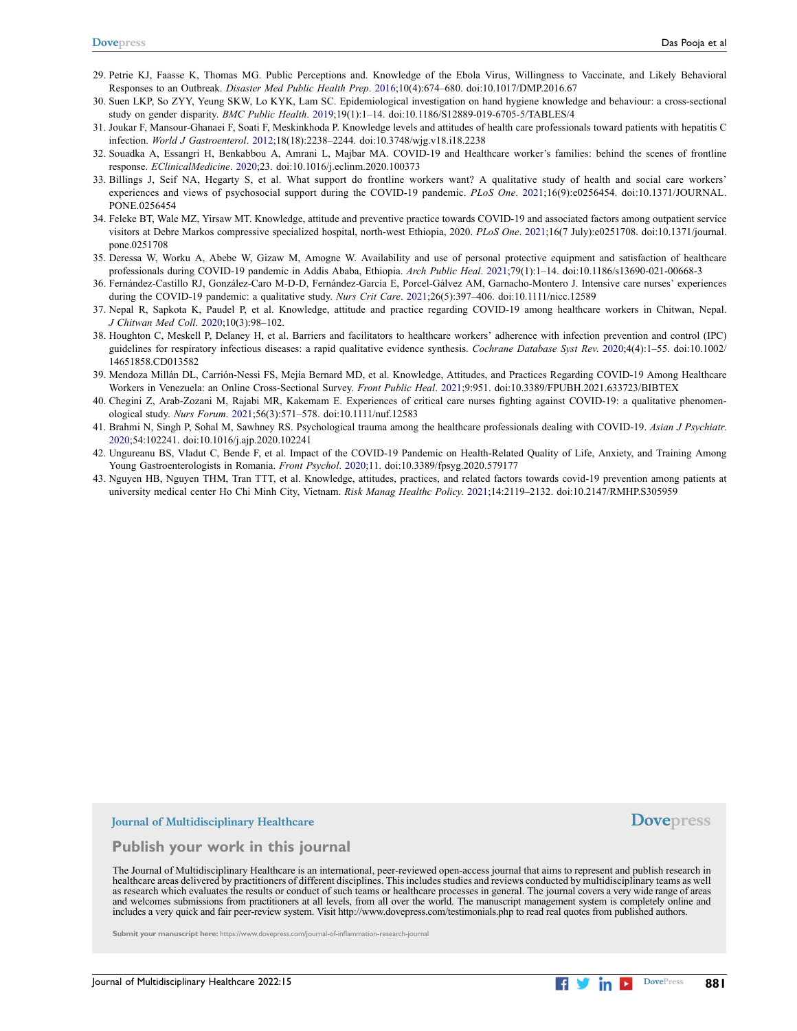29. Petrie KJ, Faasse K, Thomas MG. Public Perceptions and. Knowledge of the Ebola Virus, Willingness to Vaccinate, and Likely Behavioral Responses to an Outbreak. *Disaster Med Public Health Prep*. 2016;10(4):674–680. doi:10.1017/DMP.2016.67
30. Suen LKP, So ZYY, Yeung SKW, Lo KYK, Lam SC. Epidemiological investigation on hand hygiene knowledge and behaviour: a cross-sectional study on gender disparity. *BMC Public Health*. 2019;19(1):1–14. doi:10.1186/S12889-019-6705-5/TABLES/4
31. Joukar F, Mansour-Ghanaei F, Soati F, Meskinkhoda P. Knowledge levels and attitudes of health care professionals toward patients with hepatitis C infection. *World J Gastroenterol*. 2012;18(18):2238–2244. doi:10.3748/wjg.v18.i18.2238
32. Souadka A, Essangri H, Benkabbou A, Amrani L, Majbar MA. COVID-19 and Healthcare worker's families: behind the scenes of frontline response. *EClinicalMedicine*. 2020;23. doi:10.1016/j.eclinm.2020.100373
33. Billings J, Seif NA, Hegarty S, et al. What support do frontline workers want? A qualitative study of health and social care workers' experiences and views of psychosocial support during the COVID-19 pandemic. *PLoS One*. 2021;16(9):e0256454. doi:10.1371/JOURNAL.PONE.0256454
34. Feleke BT, Wale MZ, Yirsaw MT. Knowledge, attitude and preventive practice towards COVID-19 and associated factors among outpatient service visitors at Debre Markos compressive specialized hospital, north-west Ethiopia, 2020. *PLoS One*. 2021;16(7 July):e0251708. doi:10.1371/journal.pone.0251708
35. Deressa W, Worku A, Abebe W, Gizaw M, Amogne W. Availability and use of personal protective equipment and satisfaction of healthcare professionals during COVID-19 pandemic in Addis Ababa, Ethiopia. *Arch Public Heal*. 2021;79(1):1–14. doi:10.1186/s13690-021-00668-3
36. Fernández-Castillo RJ, González-Caro M-D-D, Fernández-García E, Porcel-Gálvez AM, Garnacho-Montero J. Intensive care nurses' experiences during the COVID-19 pandemic: a qualitative study. *Nurs Crit Care*. 2021;26(5):397–406. doi:10.1111/nicc.12589
37. Nepal R, Sapkota K, Paudel P, et al. Knowledge, attitude and practice regarding COVID-19 among healthcare workers in Chitwan, Nepal. *J Chitwan Med Coll*. 2020;10(3):98–102.
38. Houghton C, Meskell P, Delaney H, et al. Barriers and facilitators to healthcare workers' adherence with infection prevention and control (IPC) guidelines for respiratory infectious diseases: a rapid qualitative evidence synthesis. *Cochrane Database Syst Rev*. 2020;4(4):1–55. doi:10.1002/14651858.CD013582
39. Mendoza Millán DL, Carrión-Nessi FS, Mejía Bernard MD, et al. Knowledge, Attitudes, and Practices Regarding COVID-19 Among Healthcare Workers in Venezuela: an Online Cross-Sectional Survey. *Front Public Heal*. 2021;9:951. doi:10.3389/FPUBH.2021.633723/BIBTEX
40. Chegini Z, Arab-Zozani M, Rajabi MR, Kakemam E. Experiences of critical care nurses fighting against COVID-19: a qualitative phenomenological study. *Nurs Forum*. 2021;56(3):571–578. doi:10.1111/nuf.12583
41. Brahmi N, Singh P, Sohal M, Sawhney RS. Psychological trauma among the healthcare professionals dealing with COVID-19. *Asian J Psychiatr*. 2020;54:102241. doi:10.1016/j.ajp.2020.102241
42. Ungureanu BS, Vladut C, Bende F, et al. Impact of the COVID-19 Pandemic on Health-Related Quality of Life, Anxiety, and Training Among Young Gastroenterologists in Romania. *Front Psychol*. 2020;11. doi:10.3389/fpsyg.2020.579177
43. Nguyen HB, Nguyen THM, Tran TTT, et al. Knowledge, attitudes, practices, and related factors towards covid-19 prevention among patients at university medical center Ho Chi Minh City, Vietnam. *Risk Manag Healthc Policy*. 2021;14:2119–2132. doi:10.2147/RMHP.S305959

**Journal of Multidisciplinary Healthcare**

**Publish your work in this journal**

The Journal of Multidisciplinary Healthcare is an international, peer-reviewed open-access journal that aims to represent and publish research in healthcare areas delivered by practitioners of different disciplines. This includes studies and reviews conducted by multidisciplinary teams as well as research which evaluates the results or conduct of such teams or healthcare processes in general. The journal covers a very wide range of areas and welcomes submissions from practitioners at all levels, from all over the world. The manuscript management system is completely online and includes a very quick and fair peer-review system. Visit http://www.dovepress.com/testimonials.php to read real quotes from published authors.

**Submit your manuscript here:** https://www.dovepress.com/journal-of-inflammation-research-journal